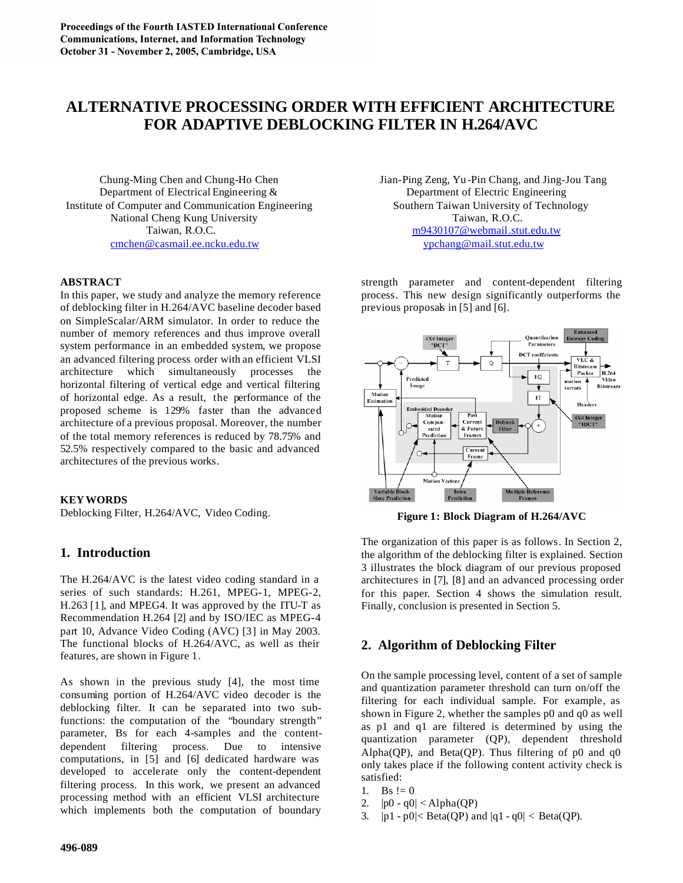Proceedings of the Fourth IASTED International Conference
Communications, Internet, and Information Technology
October 31 - November 2, 2005, Cambridge, USA

# ALTERNATIVE PROCESSING ORDER WITH EFFICIENT ARCHITECTURE FOR ADAPTIVE DEBLOCKING FILTER IN H.264/AVC

Chung-Ming Chen and Chung-Ho Chen
Department of Electrical Engineering &
Institute of Computer and Communication Engineering
National Cheng Kung University
Taiwan, R.O.C.
cmchen@casmail.ee.ncku.edu.tw

Jian-Ping Zeng, Yu-Pin Chang, and Jing-Jou Tang
Department of Electric Engineering
Southern Taiwan University of Technology
Taiwan, R.O.C.
m9430107@webmail.stut.edu.tw
ypchang@mail.stut.edu.tw

## ABSTRACT

In this paper, we study and analyze the memory reference of deblocking filter in H.264/AVC baseline decoder based on SimpleScalar/ARM simulator. In order to reduce the number of memory references and thus improve overall system performance in an embedded system, we propose an advanced filtering process order with an efficient VLSI architecture which simultaneously processes the horizontal filtering of vertical edge and vertical filtering of horizontal edge. As a result, the performance of the proposed scheme is 129% faster than the advanced architecture of a previous proposal. Moreover, the number of the total memory references is reduced by 78.75% and 52.5% respectively compared to the basic and advanced architectures of the previous works.

## KEY WORDS

Deblocking Filter, H.264/AVC, Video Coding.

## 1. Introduction

The H.264/AVC is the latest video coding standard in a series of such standards: H.261, MPEG-1, MPEG-2, H.263 [1], and MPEG4. It was approved by the ITU-T as Recommendation H.264 [2] and by ISO/IEC as MPEG-4 part 10, Advance Video Coding (AVC) [3] in May 2003. The functional blocks of H.264/AVC, as well as their features, are shown in Figure 1.

As shown in the previous study [4], the most time consuming portion of H.264/AVC video decoder is the deblocking filter. It can be separated into two sub-functions: the computation of the "boundary strength" parameter, Bs for each 4-samples and the content-dependent filtering process. Due to intensive computations, in [5] and [6] dedicated hardware was developed to accelerate only the content-dependent filtering process. In this work, we present an advanced processing method with an efficient VLSI architecture which implements both the computation of boundary strength parameter and content-dependent filtering process. This new design significantly outperforms the previous proposals in [5] and [6].

**Figure 1: Block Diagram of H.264/AVC**

The organization of this paper is as follows. In Section 2, the algorithm of the deblocking filter is explained. Section 3 illustrates the block diagram of our previous proposed architectures in [7], [8] and an advanced processing order for this paper. Section 4 shows the simulation result. Finally, conclusion is presented in Section 5.

## 2. Algorithm of Deblocking Filter

On the sample processing level, content of a set of sample and quantization parameter threshold can turn on/off the filtering for each individual sample. For example, as shown in Figure 2, whether the samples p0 and q0 as well as p1 and q1 are filtered is determined by using the quantization parameter (QP), dependent threshold Alpha(QP), and Beta(QP). Thus filtering of p0 and q0 only takes place if the following content activity check is satisfied:

1. $Bs \neq 0$
2. $|p0 - q0| < Alpha(QP)$
3. $|p1 - p0| < Beta(QP)$ and $|q1 - q0| < Beta(QP)$.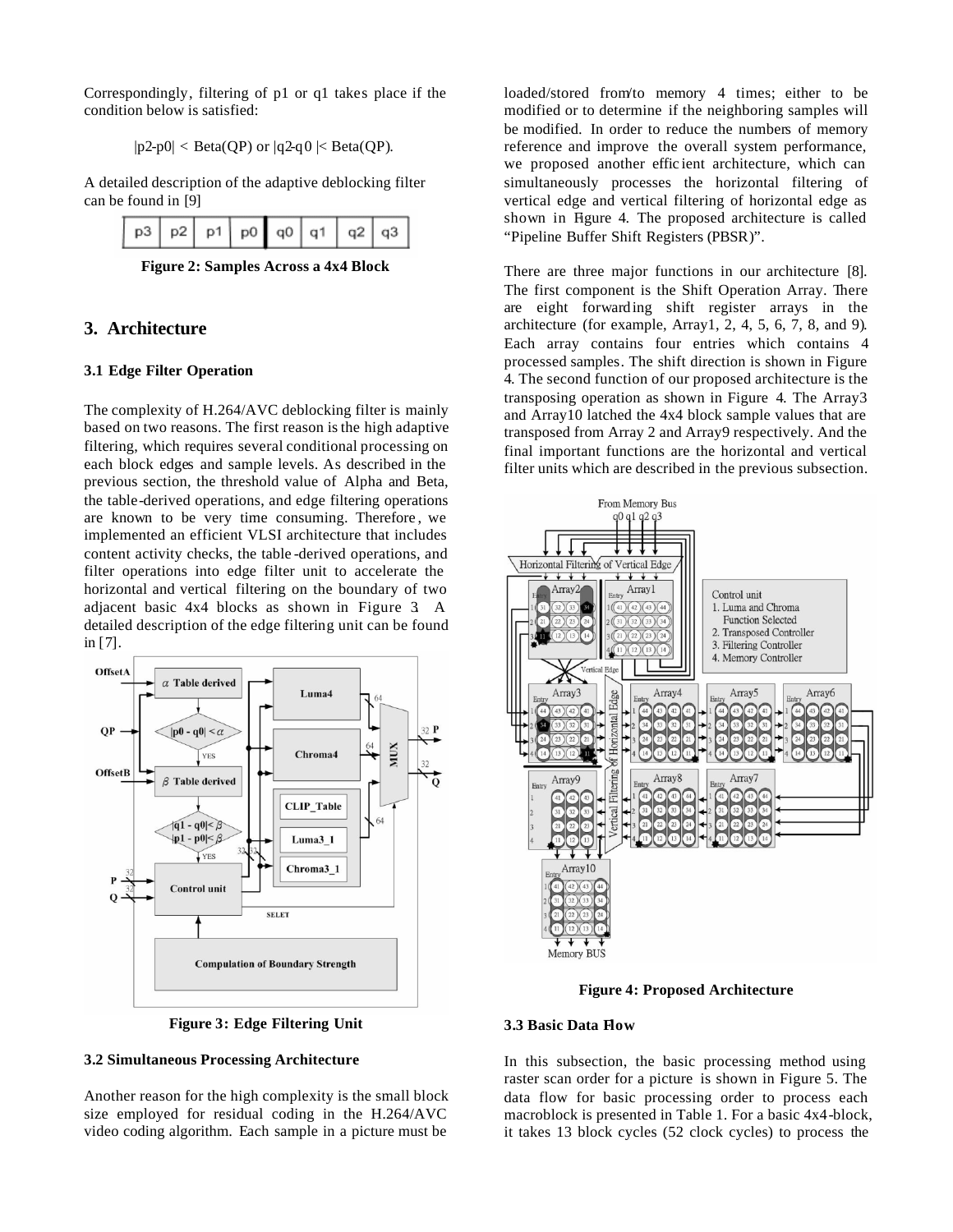Correspondingly, filtering of p1 or q1 takes place if the condition below is satisfied:

$$|p2\text{-}p0| < \text{Beta(QP)} \text{ or } |q2\text{-}q0| < \text{Beta(QP)}.$$

A detailed description of the adaptive deblocking filter can be found in [9]

| p3 | p2 | p1 | p0 | q0 | q1 | q2 | q3 |
|---|---|---|---|---|---|---|---|

**Figure 2: Samples Across a 4x4 Block**

## 3. Architecture

### 3.1 Edge Filter Operation

The complexity of H.264/AVC deblocking filter is mainly based on two reasons. The first reason is the high adaptive filtering, which requires several conditional processing on each block edges and sample levels. As described in the previous section, the threshold value of Alpha and Beta, the table-derived operations, and edge filtering operations are known to be very time consuming. Therefore, we implemented an efficient VLSI architecture that includes content activity checks, the table-derived operations, and filter operations into edge filter unit to accelerate the horizontal and vertical filtering on the boundary of two adjacent basic 4x4 blocks as shown in Figure 3. A detailed description of the edge filtering unit can be found in [7].

**Figure 3: Edge Filtering Unit**

### 3.2 Simultaneous Processing Architecture

Another reason for the high complexity is the small block size employed for residual coding in the H.264/AVC video coding algorithm. Each sample in a picture must be loaded/stored from/to memory 4 times; either to be modified or to determine if the neighboring samples will be modified. In order to reduce the numbers of memory reference and improve the overall system performance, we proposed another efficient architecture, which can simultaneously processes the horizontal filtering of vertical edge and vertical filtering of horizontal edge as shown in Figure 4. The proposed architecture is called "Pipeline Buffer Shift Registers (PBSR)".

There are three major functions in our architecture [8]. The first component is the Shift Operation Array. There are eight forwarding shift register arrays in the architecture (for example, Array1, 2, 4, 5, 6, 7, 8, and 9). Each array contains four entries which contains 4 processed samples. The shift direction is shown in Figure 4. The second function of our proposed architecture is the transposing operation as shown in Figure 4. The Array3 and Array10 latched the 4x4 block sample values that are transposed from Array 2 and Array9 respectively. And the final important functions are the horizontal and vertical filter units which are described in the previous subsection.

**Figure 4: Proposed Architecture**

### 3.3 Basic Data Flow

In this subsection, the basic processing method using raster scan order for a picture is shown in Figure 5. The data flow for basic processing order to process each macroblock is presented in Table 1. For a basic 4x4-block, it takes 13 block cycles (52 clock cycles) to process the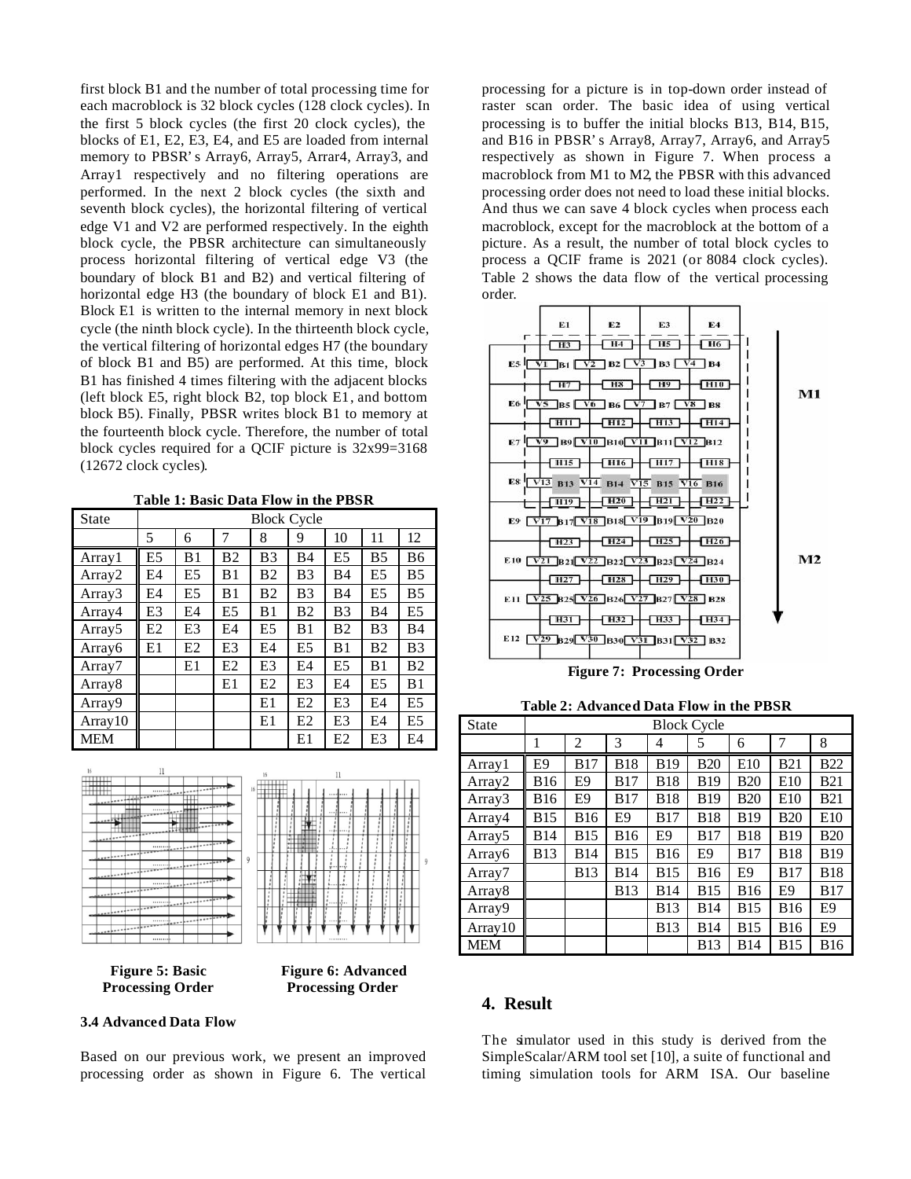first block B1 and the number of total processing time for each macroblock is 32 block cycles (128 clock cycles). In the first 5 block cycles (the first 20 clock cycles), the blocks of E1, E2, E3, E4, and E5 are loaded from internal memory to PBSR's Array6, Array5, Arrar4, Array3, and Array1 respectively and no filtering operations are performed. In the next 2 block cycles (the sixth and seventh block cycles), the horizontal filtering of vertical edge V1 and V2 are performed respectively. In the eighth block cycle, the PBSR architecture can simultaneously process horizontal filtering of vertical edge V3 (the boundary of block B1 and B2) and vertical filtering of horizontal edge H3 (the boundary of block E1 and B1). Block E1 is written to the internal memory in next block cycle (the ninth block cycle). In the thirteenth block cycle, the vertical filtering of horizontal edges H7 (the boundary of block B1 and B5) are performed. At this time, block B1 has finished 4 times filtering with the adjacent blocks (left block E5, right block B2, top block E1, and bottom block B5). Finally, PBSR writes block B1 to memory at the fourteenth block cycle. Therefore, the number of total block cycles required for a QCIF picture is 32x99=3168 (12672 clock cycles).

**Table 1: Basic Data Flow in the PBSR**

| State | Block Cycle | | | | | | | |
|---|---|---|---|---|---|---|---|---|
| | 5 | 6 | 7 | 8 | 9 | 10 | 11 | 12 |
| Array1 | E5 | B1 | B2 | B3 | B4 | E5 | B5 | B6 |
| Array2 | E4 | E5 | B1 | B2 | B3 | B4 | E5 | B5 |
| Array3 | E4 | E5 | B1 | B2 | B3 | B4 | E5 | B5 |
| Array4 | E3 | E4 | E5 | B1 | B2 | B3 | B4 | E5 |
| Array5 | E2 | E3 | E4 | E5 | B1 | B2 | B3 | B4 |
| Array6 | E1 | E2 | E3 | E4 | E5 | B1 | B2 | B3 |
| Array7 | | E1 | E2 | E3 | E4 | E5 | B1 | B2 |
| Array8 | | | E1 | E2 | E3 | E4 | E5 | B1 |
| Array9 | | | | E1 | E2 | E3 | E4 | E5 |
| Array10 | | | | E1 | E2 | E3 | E4 | E5 |
| MEM | | | | | E1 | E2 | E3 | E4 |

**Figure 5: Basic Processing Order**

**Figure 6: Advanced Processing Order**

### 3.4 Advanced Data Flow

Based on our previous work, we present an improved processing order as shown in Figure 6. The vertical processing for a picture is in top-down order instead of raster scan order. The basic idea of using vertical processing is to buffer the initial blocks B13, B14, B15, and B16 in PBSR's Array8, Array7, Array6, and Array5 respectively as shown in Figure 7. When process a macroblock from M1 to M2, the PBSR with this advanced processing order does not need to load these initial blocks. And thus we can save 4 block cycles when process each macroblock, except for the macroblock at the bottom of a picture. As a result, the number of total block cycles to process a QCIF frame is 2021 (or 8084 clock cycles). Table 2 shows the data flow of the vertical processing order.

**Figure 7: Processing Order**

**Table 2: Advanced Data Flow in the PBSR**

| State | Block Cycle | | | | | | | |
|---|---|---|---|---|---|---|---|---|
| | 1 | 2 | 3 | 4 | 5 | 6 | 7 | 8 |
| Array1 | E9 | B17 | B18 | B19 | B20 | E10 | B21 | B22 |
| Array2 | B16 | E9 | B17 | B18 | B19 | B20 | E10 | B21 |
| Array3 | B16 | E9 | B17 | B18 | B19 | B20 | E10 | B21 |
| Array4 | B15 | B16 | E9 | B17 | B18 | B19 | B20 | E10 |
| Array5 | B14 | B15 | B16 | E9 | B17 | B18 | B19 | B20 |
| Array6 | B13 | B14 | B15 | B16 | E9 | B17 | B18 | B19 |
| Array7 | | B13 | B14 | B15 | B16 | E9 | B17 | B18 |
| Array8 | | | B13 | B14 | B15 | B16 | E9 | B17 |
| Array9 | | | | B13 | B14 | B15 | B16 | E9 |
| Array10 | | | | B13 | B14 | B15 | B16 | E9 |
| MEM | | | | | B13 | B14 | B15 | B16 |

## 4. Result

The simulator used in this study is derived from the SimpleScalar/ARM tool set [10], a suite of functional and timing simulation tools for ARM ISA. Our baseline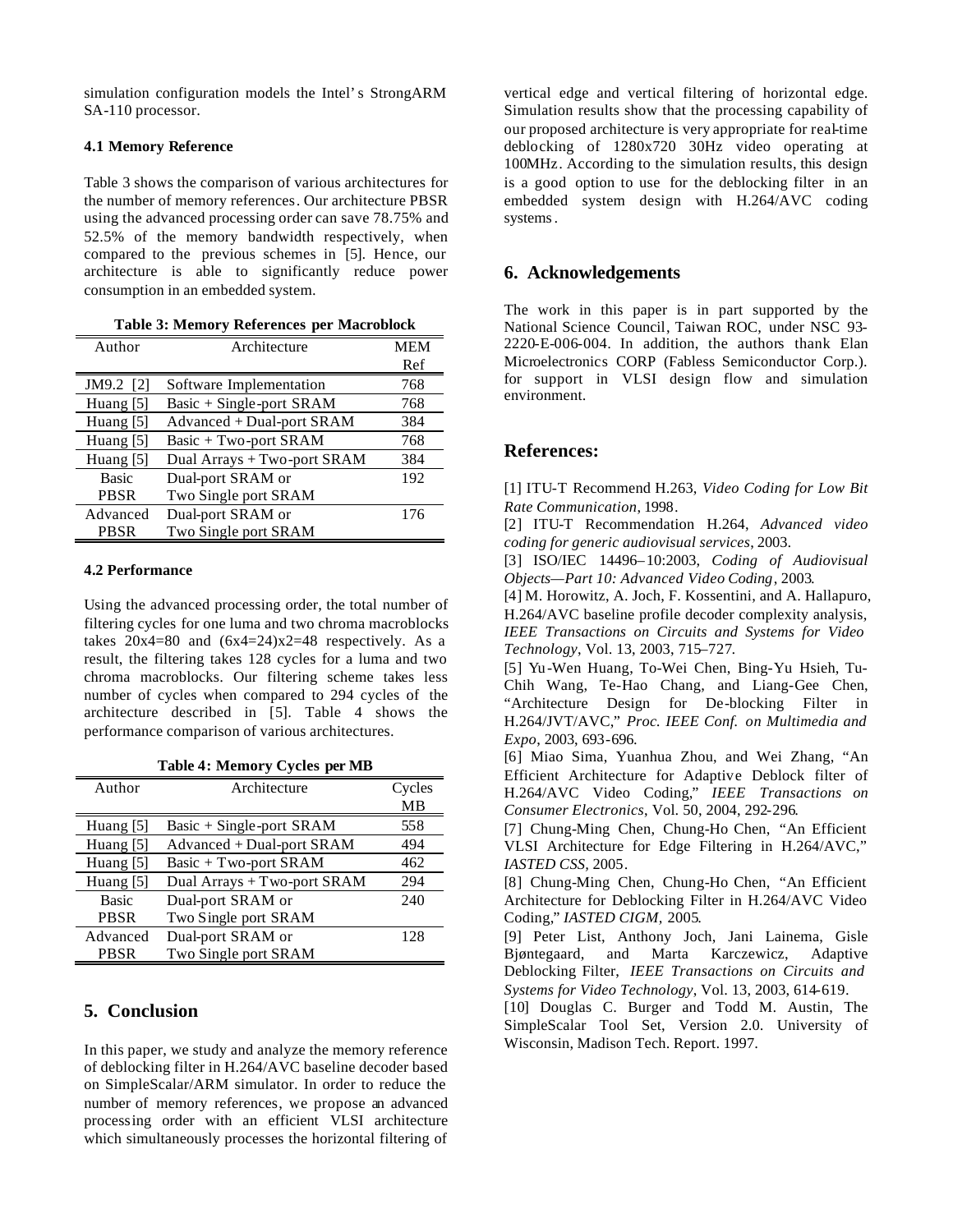simulation configuration models the Intel's StrongARM SA-110 processor.

### 4.1 Memory Reference

Table 3 shows the comparison of various architectures for the number of memory references. Our architecture PBSR using the advanced processing order can save 78.75% and 52.5% of the memory bandwidth respectively, when compared to the previous schemes in [5]. Hence, our architecture is able to significantly reduce power consumption in an embedded system.

**Table 3: Memory References per Macroblock**

| Author | Architecture | MEM Ref |
|---|---|---|
| JM9.2 [2] | Software Implementation | 768 |
| Huang [5] | Basic + Single-port SRAM | 768 |
| Huang [5] | Advanced + Dual-port SRAM | 384 |
| Huang [5] | Basic + Two-port SRAM | 768 |
| Huang [5] | Dual Arrays + Two-port SRAM | 384 |
| Basic PBSR | Dual-port SRAM or Two Single port SRAM | 192 |
| Advanced PBSR | Dual-port SRAM or Two Single port SRAM | 176 |

### 4.2 Performance

Using the advanced processing order, the total number of filtering cycles for one luma and two chroma macroblocks takes 20x4=80 and (6x4=24)x2=48 respectively. As a result, the filtering takes 128 cycles for a luma and two chroma macroblocks. Our filtering scheme takes less number of cycles when compared to 294 cycles of the architecture described in [5]. Table 4 shows the performance comparison of various architectures.

**Table 4: Memory Cycles per MB**

| Author | Architecture | Cycles MB |
|---|---|---|
| Huang [5] | Basic + Single-port SRAM | 558 |
| Huang [5] | Advanced + Dual-port SRAM | 494 |
| Huang [5] | Basic + Two-port SRAM | 462 |
| Huang [5] | Dual Arrays + Two-port SRAM | 294 |
| Basic PBSR | Dual-port SRAM or Two Single port SRAM | 240 |
| Advanced PBSR | Dual-port SRAM or Two Single port SRAM | 128 |

## 5. Conclusion

In this paper, we study and analyze the memory reference of deblocking filter in H.264/AVC baseline decoder based on SimpleScalar/ARM simulator. In order to reduce the number of memory references, we propose an advanced processing order with an efficient VLSI architecture which simultaneously processes the horizontal filtering of vertical edge and vertical filtering of horizontal edge. Simulation results show that the processing capability of our proposed architecture is very appropriate for real-time deblocking of 1280x720 30Hz video operating at 100MHz. According to the simulation results, this design is a good option to use for the deblocking filter in an embedded system design with H.264/AVC coding systems.

## 6. Acknowledgements

The work in this paper is in part supported by the National Science Council, Taiwan ROC, under NSC 93-2220-E-006-004. In addition, the authors thank Elan Microelectronics CORP (Fabless Semiconductor Corp.). for support in VLSI design flow and simulation environment.

## References:

[1] ITU-T Recommend H.263, *Video Coding for Low Bit Rate Communication*, 1998.

[2] ITU-T Recommendation H.264, *Advanced video coding for generic audiovisual services*, 2003.

[3] ISO/IEC 14496–10:2003, *Coding of Audiovisual Objects—Part 10: Advanced Video Coding*, 2003.

[4] M. Horowitz, A. Joch, F. Kossentini, and A. Hallapuro, H.264/AVC baseline profile decoder complexity analysis, *IEEE Transactions on Circuits and Systems for Video Technology*, Vol. 13, 2003, 715–727.

[5] Yu-Wen Huang, To-Wei Chen, Bing-Yu Hsieh, Tu-Chih Wang, Te-Hao Chang, and Liang-Gee Chen, "Architecture Design for De-blocking Filter in H.264/JVT/AVC," *Proc. IEEE Conf. on Multimedia and Expo*, 2003, 693-696.

[6] Miao Sima, Yuanhua Zhou, and Wei Zhang, "An Efficient Architecture for Adaptive Deblock filter of H.264/AVC Video Coding," *IEEE Transactions on Consumer Electronics*, Vol. 50, 2004, 292-296.

[7] Chung-Ming Chen, Chung-Ho Chen, "An Efficient VLSI Architecture for Edge Filtering in H.264/AVC," *IASTED CSS*, 2005.

[8] Chung-Ming Chen, Chung-Ho Chen, "An Efficient Architecture for Deblocking Filter in H.264/AVC Video Coding," *IASTED CIGM*, 2005.

[9] Peter List, Anthony Joch, Jani Lainema, Gisle Bjøntegaard, and Marta Karczewicz, Adaptive Deblocking Filter, *IEEE Transactions on Circuits and Systems for Video Technology*, Vol. 13, 2003, 614-619.

[10] Douglas C. Burger and Todd M. Austin, The SimpleScalar Tool Set, Version 2.0. University of Wisconsin, Madison Tech. Report. 1997.